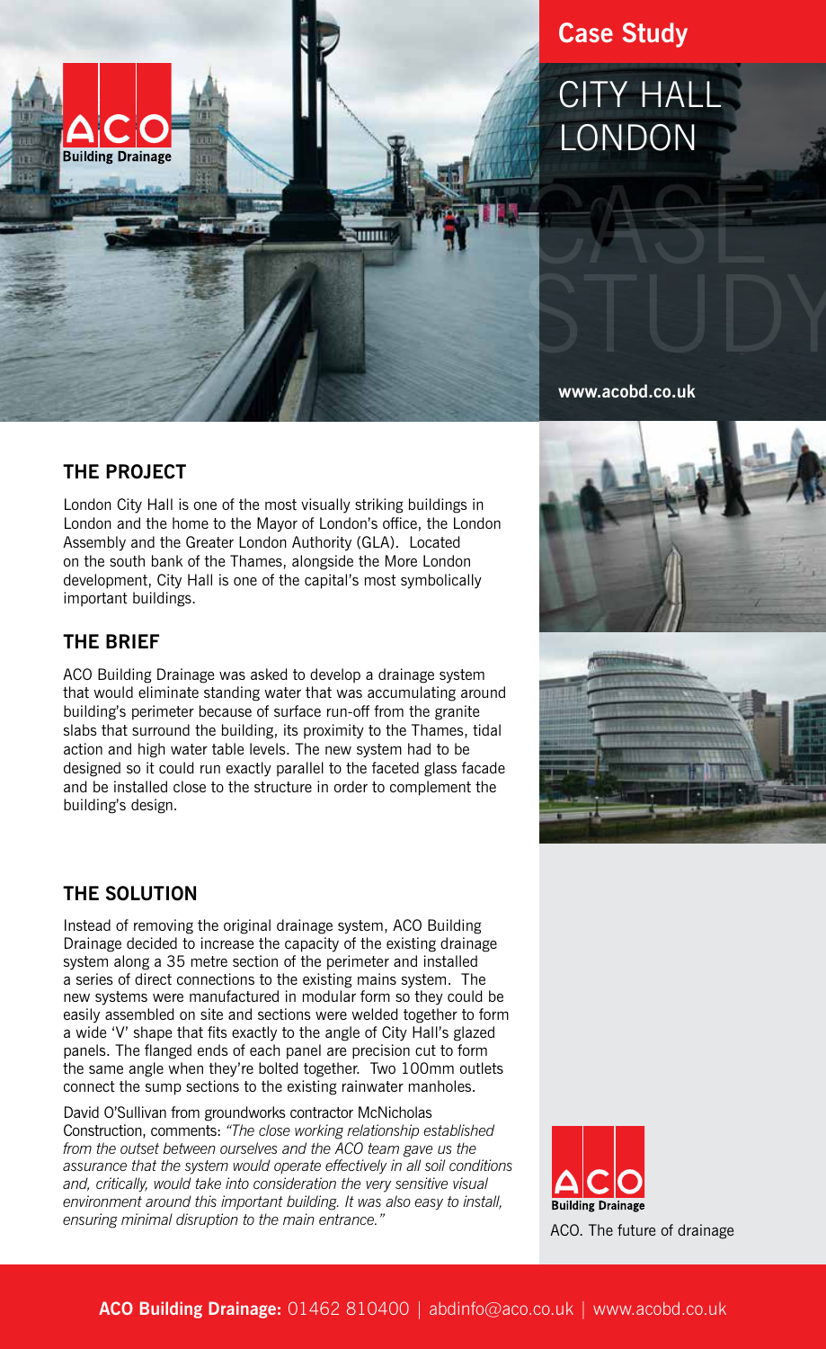**Case Study**

# CITY HALL LONDON

CASE STUDY

www.acobd.co.uk

## THE PROJECT

London City Hall is one of the most visually striking buildings in London and the home to the Mayor of London's office, the London Assembly and the Greater London Authority (GLA). Located on the south bank of the Thames, alongside the More London development, City Hall is one of the capital's most symbolically important buildings.

## THE BRIEF

ACO Building Drainage was asked to develop a drainage system that would eliminate standing water that was accumulating around building's perimeter because of surface run-off from the granite slabs that surround the building, its proximity to the Thames, tidal action and high water table levels. The new system had to be designed so it could run exactly parallel to the faceted glass facade and be installed close to the structure in order to complement the building's design.

## THE SOLUTION

Instead of removing the original drainage system, ACO Building Drainage decided to increase the capacity of the existing drainage system along a 35 metre section of the perimeter and installed a series of direct connections to the existing mains system. The new systems were manufactured in modular form so they could be easily assembled on site and sections were welded together to form a wide 'V' shape that fits exactly to the angle of City Hall's glazed panels. The flanged ends of each panel are precision cut to form the same angle when they're bolted together. Two 100mm outlets connect the sump sections to the existing rainwater manholes.

David O'Sullivan from groundworks contractor McNicholas Construction, comments: *"The close working relationship established from the outset between ourselves and the ACO team gave us the assurance that the system would operate effectively in all soil conditions and, critically, would take into consideration the very sensitive visual environment around this important building. It was also easy to install, ensuring minimal disruption to the main entrance."*

ACO Building Drainage

ACO. The future of drainage

**ACO Building Drainage:** 01462 810400 | abdinfo@aco.co.uk | www.acobd.co.uk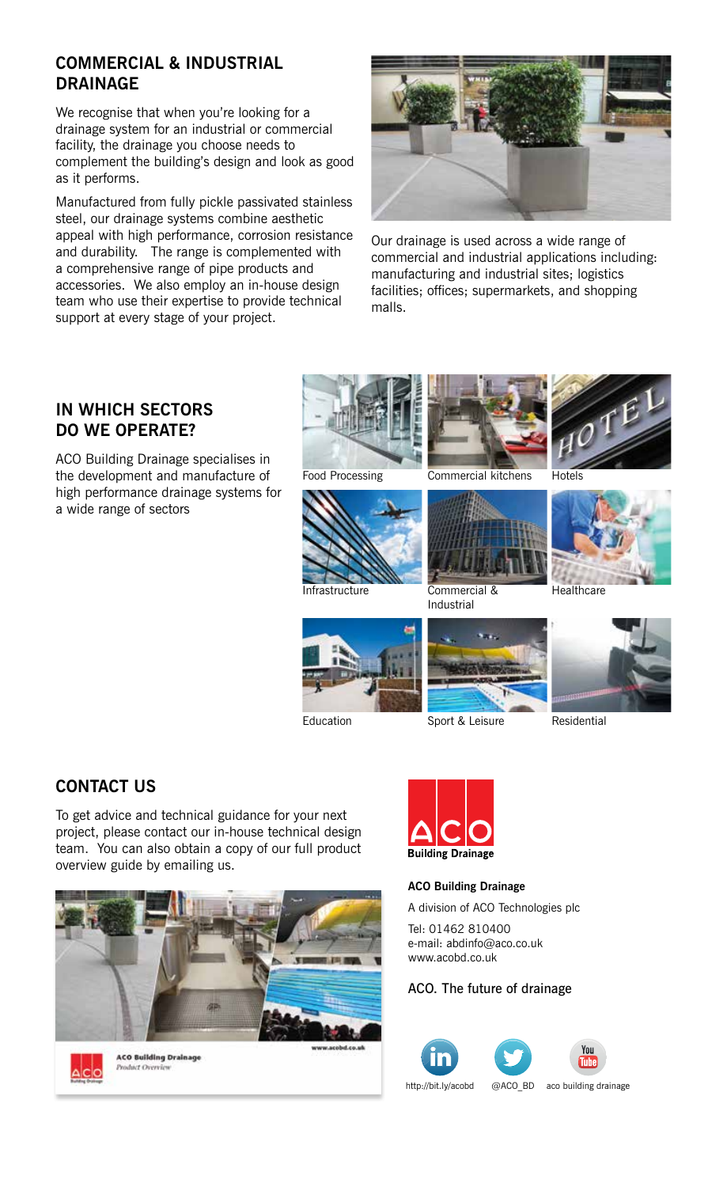## COMMERCIAL & INDUSTRIAL DRAINAGE

We recognise that when you're looking for a drainage system for an industrial or commercial facility, the drainage you choose needs to complement the building's design and look as good as it performs.

Manufactured from fully pickle passivated stainless steel, our drainage systems combine aesthetic appeal with high performance, corrosion resistance and durability. The range is complemented with a comprehensive range of pipe products and accessories. We also employ an in-house design team who use their expertise to provide technical support at every stage of your project.

Our drainage is used across a wide range of commercial and industrial applications including: manufacturing and industrial sites; logistics facilities; offices; supermarkets, and shopping malls.

## IN WHICH SECTORS DO WE OPERATE?

ACO Building Drainage specialises in the development and manufacture of high performance drainage systems for a wide range of sectors

Food Processing

Commercial kitchens

Hotels

Infrastructure

Commercial & Industrial

Healthcare

Education

Sport & Leisure

Residential

## CONTACT US

To get advice and technical guidance for your next project, please contact our in-house technical design team. You can also obtain a copy of our full product overview guide by emailing us.

**ACO Building Drainage**

A division of ACO Technologies plc

Tel: 01462 810400
e-mail: abdinfo@aco.co.uk
www.acobd.co.uk

ACO. The future of drainage

http://bit.ly/acobd

@ACO_BD

aco building drainage